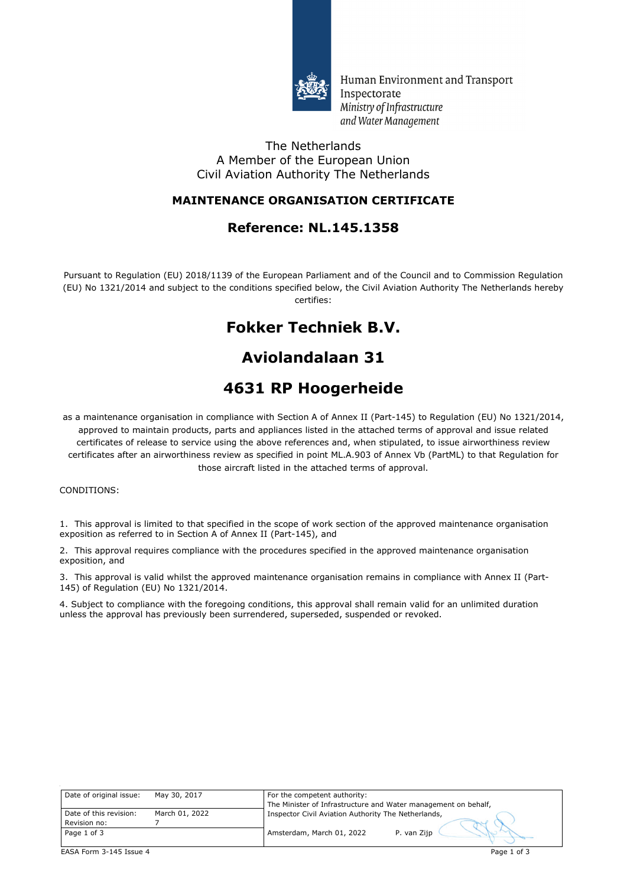Human Environment and Transport Inspectorate
*Ministry of Infrastructure and Water Management*

The Netherlands
A Member of the European Union
Civil Aviation Authority The Netherlands

## MAINTENANCE ORGANISATION CERTIFICATE

## Reference: NL.145.1358

Pursuant to Regulation (EU) 2018/1139 of the European Parliament and of the Council and to Commission Regulation (EU) No 1321/2014 and subject to the conditions specified below, the Civil Aviation Authority The Netherlands hereby certifies:

# Fokker Techniek B.V.

# Aviolandalaan 31

# 4631 RP Hoogerheide

as a maintenance organisation in compliance with Section A of Annex II (Part-145) to Regulation (EU) No 1321/2014, approved to maintain products, parts and appliances listed in the attached terms of approval and issue related certificates of release to service using the above references and, when stipulated, to issue airworthiness review certificates after an airworthiness review as specified in point ML.A.903 of Annex Vb (PartML) to that Regulation for those aircraft listed in the attached terms of approval.

CONDITIONS:

1. This approval is limited to that specified in the scope of work section of the approved maintenance organisation exposition as referred to in Section A of Annex II (Part-145), and

2. This approval requires compliance with the procedures specified in the approved maintenance organisation exposition, and

3. This approval is valid whilst the approved maintenance organisation remains in compliance with Annex II (Part-145) of Regulation (EU) No 1321/2014.

4. Subject to compliance with the foregoing conditions, this approval shall remain valid for an unlimited duration unless the approval has previously been surrendered, superseded, suspended or revoked.

| Date of original issue: | May 30, 2017 | For the competent authority: The Minister of Infrastructure and Water management on behalf, |
|---|---|---|
| Date of this revision: Revision no: | March 01, 2022 7 | Inspector Civil Aviation Authority The Netherlands, |
| Page 1 of 3 | | Amsterdam, March 01, 2022 P. van Zijp |

EASA Form 3-145 Issue 4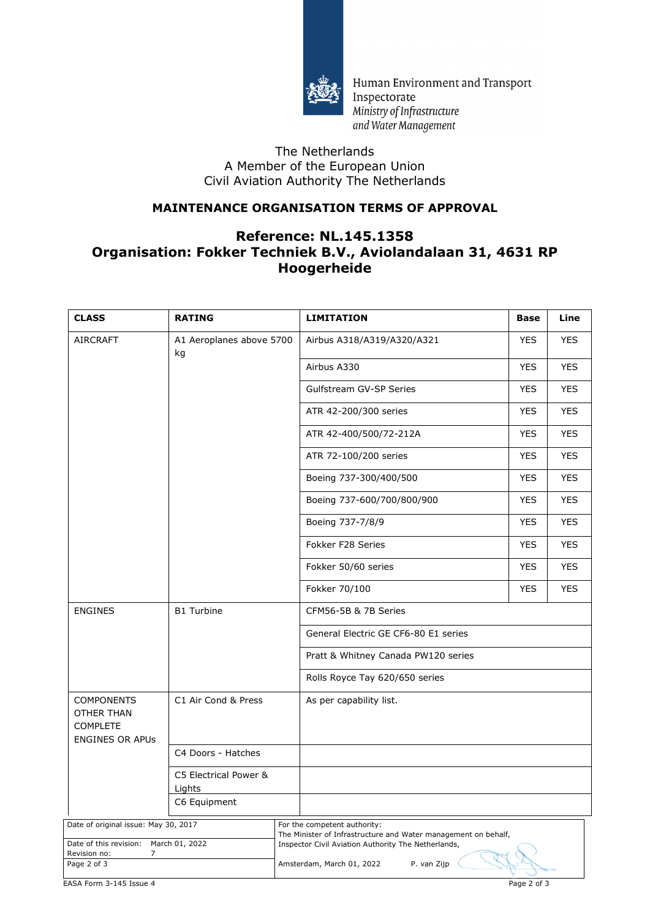Human Environment and Transport Inspectorate
*Ministry of Infrastructure and Water Management*

The Netherlands
A Member of the European Union
Civil Aviation Authority The Netherlands

## MAINTENANCE ORGANISATION TERMS OF APPROVAL

## Reference: NL.145.1358
## Organisation: Fokker Techniek B.V., Aviolandalaan 31, 4631 RP Hoogerheide

| CLASS | RATING | LIMITATION | Base | Line |
|---|---|---|---|---|
| AIRCRAFT | A1 Aeroplanes above 5700 kg | Airbus A318/A319/A320/A321 | YES | YES |
| | | Airbus A330 | YES | YES |
| | | Gulfstream GV-SP Series | YES | YES |
| | | ATR 42-200/300 series | YES | YES |
| | | ATR 42-400/500/72-212A | YES | YES |
| | | ATR 72-100/200 series | YES | YES |
| | | Boeing 737-300/400/500 | YES | YES |
| | | Boeing 737-600/700/800/900 | YES | YES |
| | | Boeing 737-7/8/9 | YES | YES |
| | | Fokker F28 Series | YES | YES |
| | | Fokker 50/60 series | YES | YES |
| | | Fokker 70/100 | YES | YES |
| ENGINES | B1 Turbine | CFM56-5B & 7B Series | | |
| | | General Electric GE CF6-80 E1 series | | |
| | | Pratt & Whitney Canada PW120 series | | |
| | | Rolls Royce Tay 620/650 series | | |
| COMPONENTS OTHER THAN COMPLETE ENGINES OR APUs | C1 Air Cond & Press | As per capability list. | | |
| | C4 Doors - Hatches | | | |
| | C5 Electrical Power & Lights | | | |
| | C6 Equipment | | | |

| | |
|---|---|
| Date of original issue: May 30, 2017 | For the competent authority: The Minister of Infrastructure and Water management on behalf, Inspector Civil Aviation Authority The Netherlands, |
| Date of this revision: March 01, 2022<br>Revision no: 7 | |
| Page 2 of 3 | Amsterdam, March 01, 2022 P. van Zijp |

EASA Form 3-145 Issue 4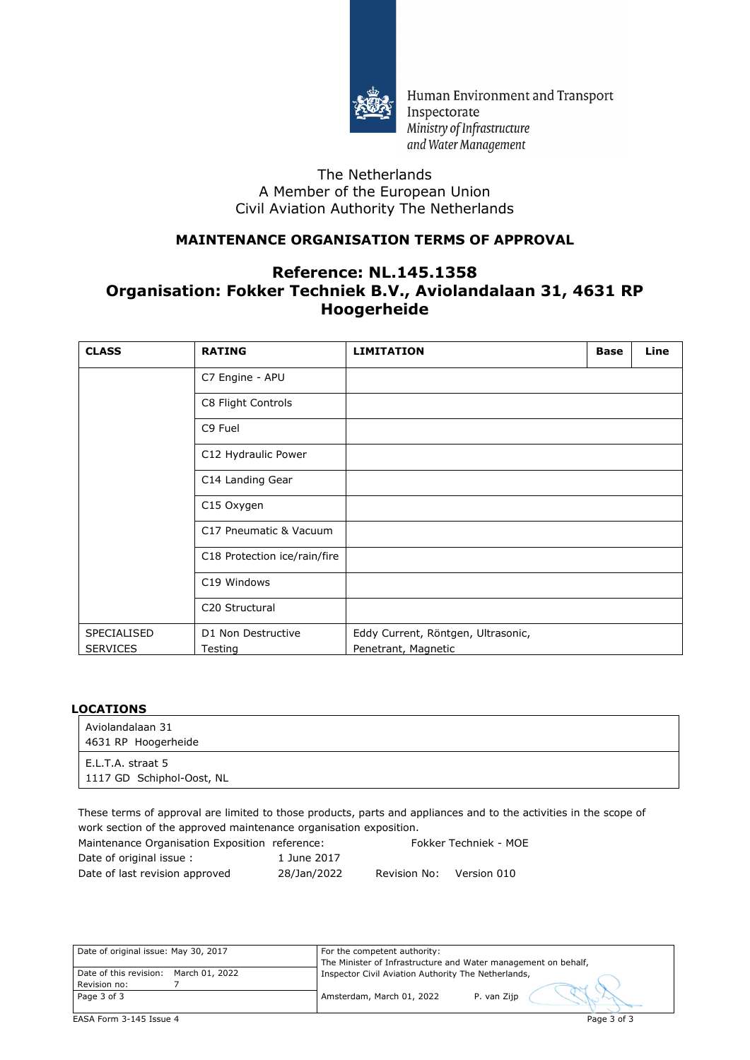Human Environment and Transport Inspectorate
*Ministry of Infrastructure and Water Management*

The Netherlands
A Member of the European Union
Civil Aviation Authority The Netherlands

## MAINTENANCE ORGANISATION TERMS OF APPROVAL

## Reference: NL.145.1358
## Organisation: Fokker Techniek B.V., Aviolandalaan 31, 4631 RP Hoogerheide

| CLASS | RATING | LIMITATION | Base | Line |
|---|---|---|---|---|
| | C7 Engine - APU | | | |
| | C8 Flight Controls | | | |
| | C9 Fuel | | | |
| | C12 Hydraulic Power | | | |
| | C14 Landing Gear | | | |
| | C15 Oxygen | | | |
| | C17 Pneumatic & Vacuum | | | |
| | C18 Protection ice/rain/fire | | | |
| | C19 Windows | | | |
| | C20 Structural | | | |
| SPECIALISED SERVICES | D1 Non Destructive Testing | Eddy Current, Röntgen, Ultrasonic, Penetrant, Magnetic | | |

**LOCATIONS**

| |
|---|
| Aviolandalaan 31<br>4631 RP Hoogerheide |
| E.L.T.A. straat 5<br>1117 GD Schiphol-Oost, NL |

These terms of approval are limited to those products, parts and appliances and to the activities in the scope of work section of the approved maintenance organisation exposition.

Maintenance Organisation Exposition reference: Fokker Techniek - MOE
Date of original issue : 1 June 2017
Date of last revision approved 28/Jan/2022 Revision No: Version 010

| | |
|---|---|
| Date of original issue: May 30, 2017 | For the competent authority:<br>The Minister of Infrastructure and Water management on behalf, |
| Date of this revision: March 01, 2022<br>Revision no: 7 | Inspector Civil Aviation Authority The Netherlands, |
| Page 3 of 3 | Amsterdam, March 01, 2022 P. van Zijp |

EASA Form 3-145 Issue 4